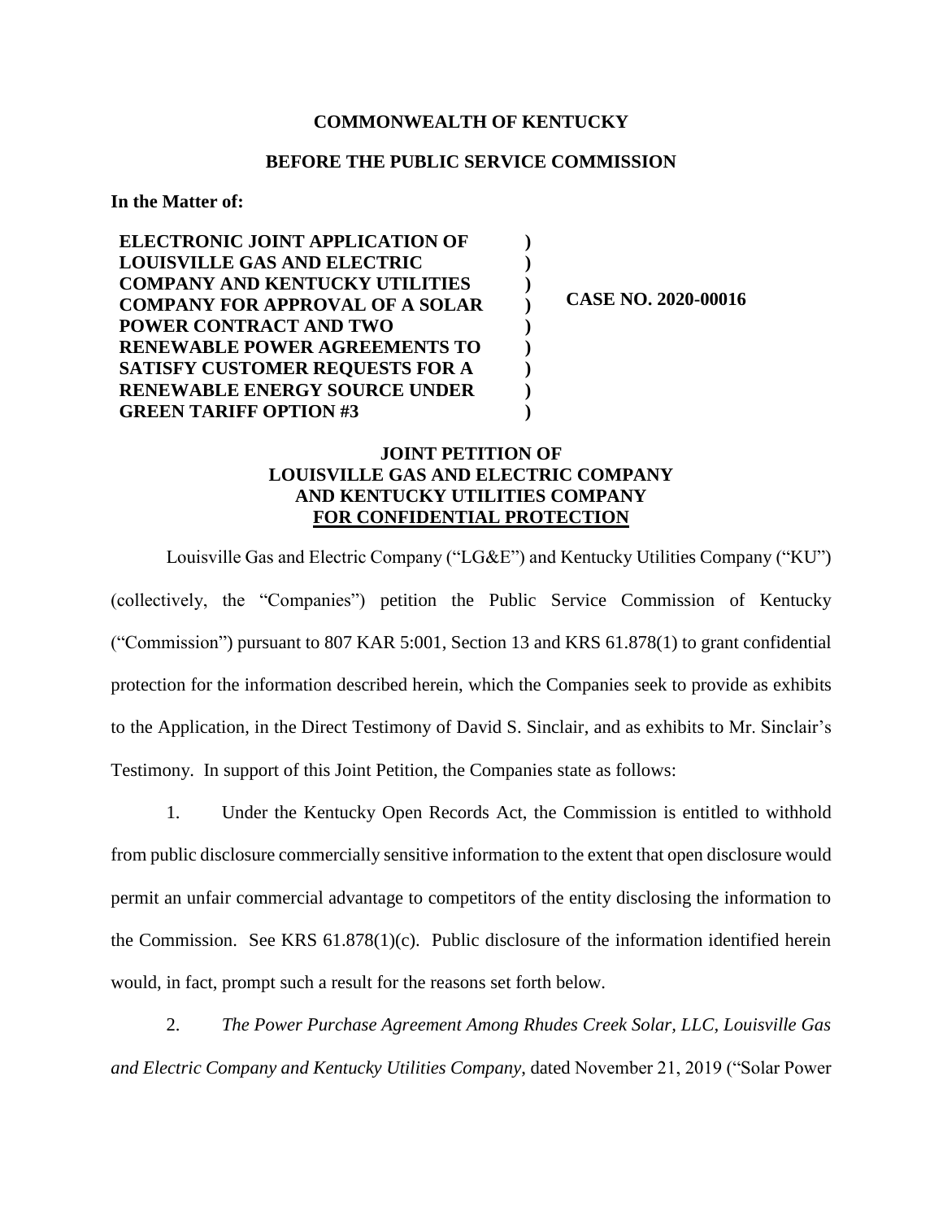**COMMONWEALTH OF KENTUCKY**

**BEFORE THE PUBLIC SERVICE COMMISSION**

**In the Matter of:**

| | | |
|---|---|---|
| **ELECTRONIC JOINT APPLICATION OF LOUISVILLE GAS AND ELECTRIC COMPANY AND KENTUCKY UTILITIES COMPANY FOR APPROVAL OF A SOLAR POWER CONTRACT AND TWO RENEWABLE POWER AGREEMENTS TO SATISFY CUSTOMER REQUESTS FOR A RENEWABLE ENERGY SOURCE UNDER GREEN TARIFF OPTION #3** | **)** | **CASE NO. 2020-00016** |

**JOINT PETITION OF**
**LOUISVILLE GAS AND ELECTRIC COMPANY**
**AND KENTUCKY UTILITIES COMPANY**
**FOR CONFIDENTIAL PROTECTION**

Louisville Gas and Electric Company ("LG&E") and Kentucky Utilities Company ("KU") (collectively, the "Companies") petition the Public Service Commission of Kentucky ("Commission") pursuant to 807 KAR 5:001, Section 13 and KRS 61.878(1) to grant confidential protection for the information described herein, which the Companies seek to provide as exhibits to the Application, in the Direct Testimony of David S. Sinclair, and as exhibits to Mr. Sinclair's Testimony. In support of this Joint Petition, the Companies state as follows:

1. Under the Kentucky Open Records Act, the Commission is entitled to withhold from public disclosure commercially sensitive information to the extent that open disclosure would permit an unfair commercial advantage to competitors of the entity disclosing the information to the Commission. See KRS 61.878(1)(c). Public disclosure of the information identified herein would, in fact, prompt such a result for the reasons set forth below.

2. *The Power Purchase Agreement Among Rhudes Creek Solar, LLC, Louisville Gas and Electric Company and Kentucky Utilities Company*, dated November 21, 2019 ("Solar Power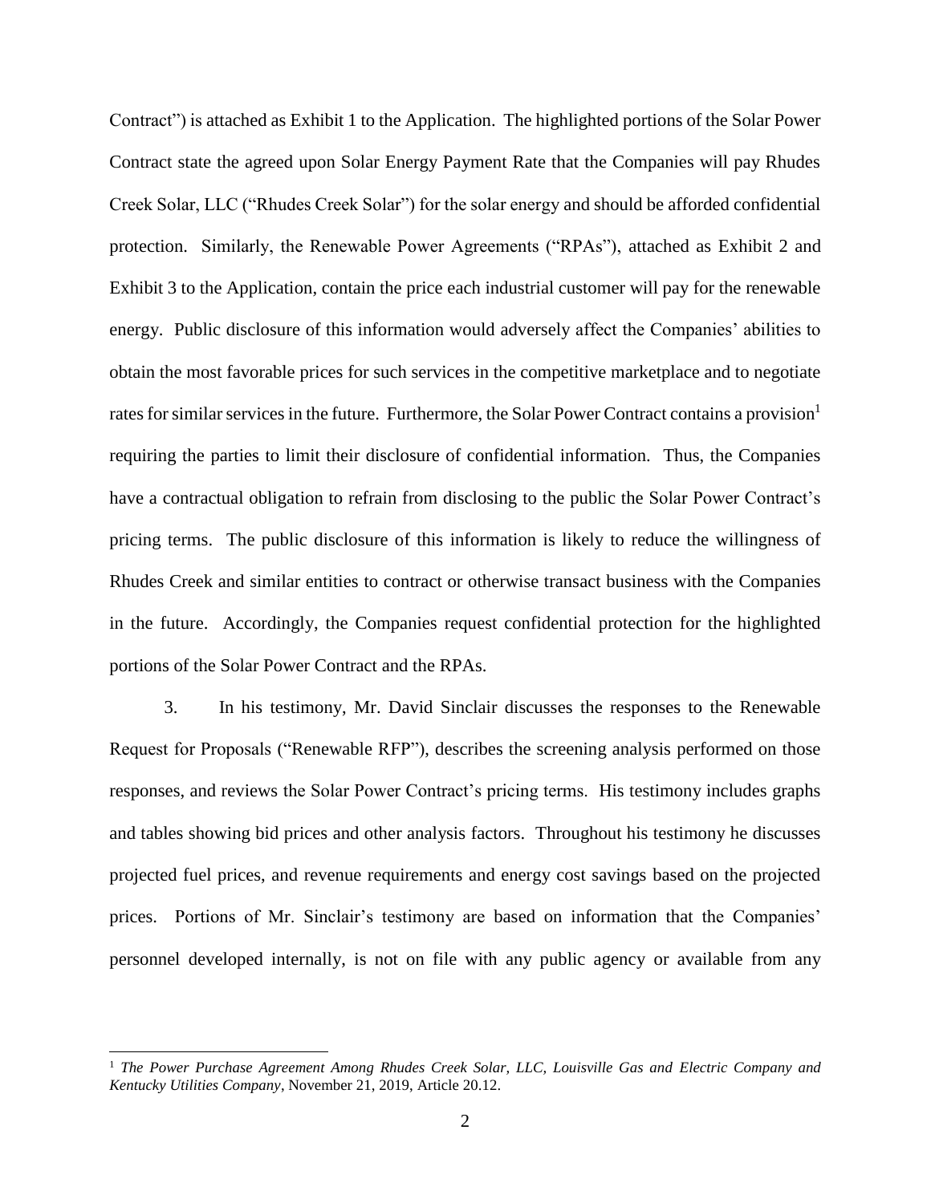Contract") is attached as Exhibit 1 to the Application. The highlighted portions of the Solar Power Contract state the agreed upon Solar Energy Payment Rate that the Companies will pay Rhudes Creek Solar, LLC ("Rhudes Creek Solar") for the solar energy and should be afforded confidential protection. Similarly, the Renewable Power Agreements ("RPAs"), attached as Exhibit 2 and Exhibit 3 to the Application, contain the price each industrial customer will pay for the renewable energy. Public disclosure of this information would adversely affect the Companies' abilities to obtain the most favorable prices for such services in the competitive marketplace and to negotiate rates for similar services in the future. Furthermore, the Solar Power Contract contains a provision[1] requiring the parties to limit their disclosure of confidential information. Thus, the Companies have a contractual obligation to refrain from disclosing to the public the Solar Power Contract's pricing terms. The public disclosure of this information is likely to reduce the willingness of Rhudes Creek and similar entities to contract or otherwise transact business with the Companies in the future. Accordingly, the Companies request confidential protection for the highlighted portions of the Solar Power Contract and the RPAs.

3. In his testimony, Mr. David Sinclair discusses the responses to the Renewable Request for Proposals ("Renewable RFP"), describes the screening analysis performed on those responses, and reviews the Solar Power Contract's pricing terms. His testimony includes graphs and tables showing bid prices and other analysis factors. Throughout his testimony he discusses projected fuel prices, and revenue requirements and energy cost savings based on the projected prices. Portions of Mr. Sinclair's testimony are based on information that the Companies' personnel developed internally, is not on file with any public agency or available from any

---

[1] *The Power Purchase Agreement Among Rhudes Creek Solar, LLC, Louisville Gas and Electric Company and Kentucky Utilities Company*, November 21, 2019, Article 20.12.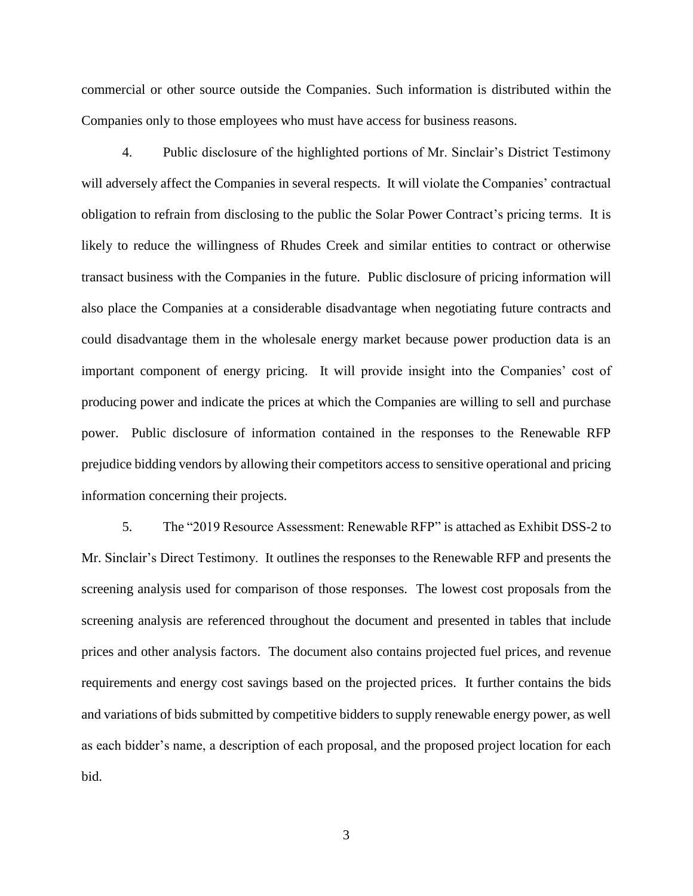commercial or other source outside the Companies. Such information is distributed within the Companies only to those employees who must have access for business reasons.

4. Public disclosure of the highlighted portions of Mr. Sinclair's District Testimony will adversely affect the Companies in several respects. It will violate the Companies' contractual obligation to refrain from disclosing to the public the Solar Power Contract's pricing terms. It is likely to reduce the willingness of Rhudes Creek and similar entities to contract or otherwise transact business with the Companies in the future. Public disclosure of pricing information will also place the Companies at a considerable disadvantage when negotiating future contracts and could disadvantage them in the wholesale energy market because power production data is an important component of energy pricing. It will provide insight into the Companies' cost of producing power and indicate the prices at which the Companies are willing to sell and purchase power. Public disclosure of information contained in the responses to the Renewable RFP prejudice bidding vendors by allowing their competitors access to sensitive operational and pricing information concerning their projects.

5. The "2019 Resource Assessment: Renewable RFP" is attached as Exhibit DSS-2 to Mr. Sinclair's Direct Testimony. It outlines the responses to the Renewable RFP and presents the screening analysis used for comparison of those responses. The lowest cost proposals from the screening analysis are referenced throughout the document and presented in tables that include prices and other analysis factors. The document also contains projected fuel prices, and revenue requirements and energy cost savings based on the projected prices. It further contains the bids and variations of bids submitted by competitive bidders to supply renewable energy power, as well as each bidder's name, a description of each proposal, and the proposed project location for each bid.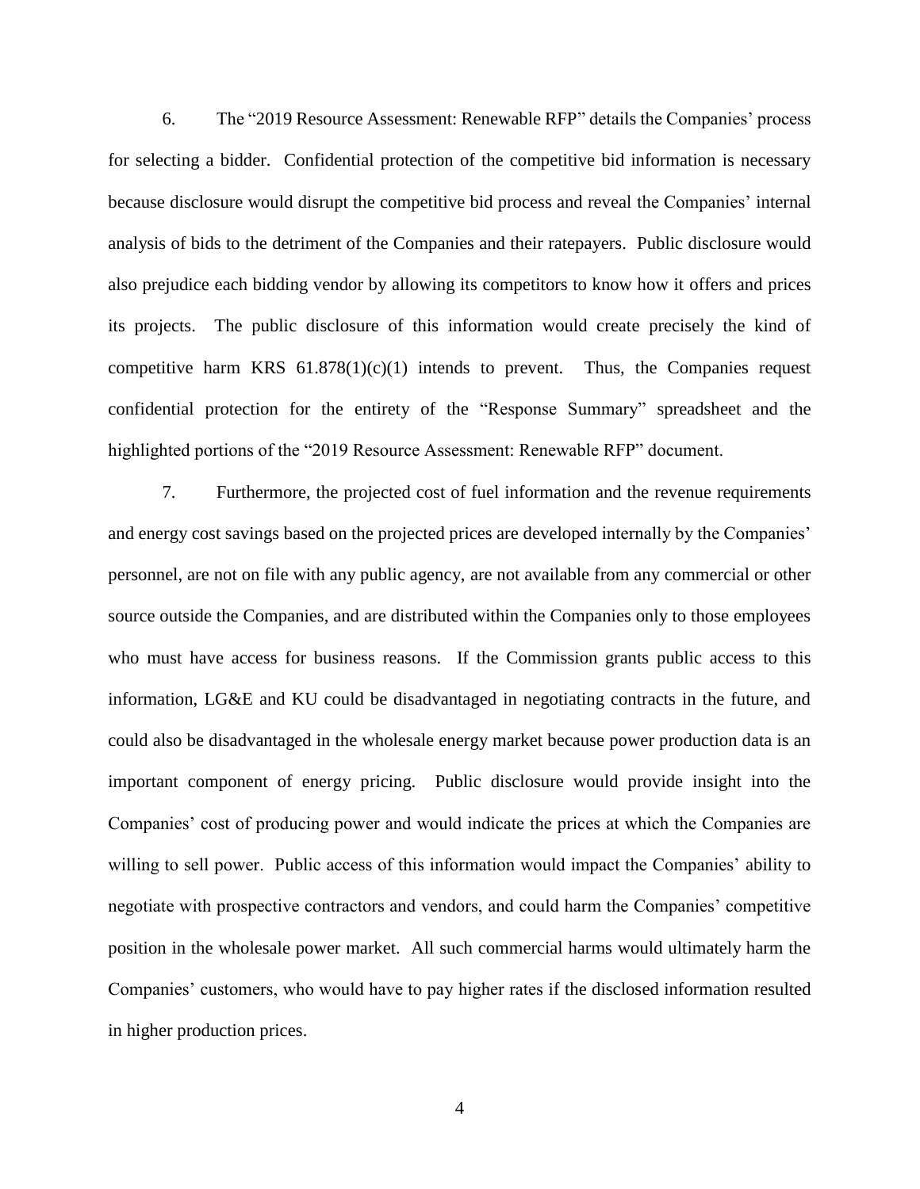6. The "2019 Resource Assessment: Renewable RFP" details the Companies' process for selecting a bidder. Confidential protection of the competitive bid information is necessary because disclosure would disrupt the competitive bid process and reveal the Companies' internal analysis of bids to the detriment of the Companies and their ratepayers. Public disclosure would also prejudice each bidding vendor by allowing its competitors to know how it offers and prices its projects. The public disclosure of this information would create precisely the kind of competitive harm KRS 61.878(1)(c)(1) intends to prevent. Thus, the Companies request confidential protection for the entirety of the "Response Summary" spreadsheet and the highlighted portions of the "2019 Resource Assessment: Renewable RFP" document.

7. Furthermore, the projected cost of fuel information and the revenue requirements and energy cost savings based on the projected prices are developed internally by the Companies' personnel, are not on file with any public agency, are not available from any commercial or other source outside the Companies, and are distributed within the Companies only to those employees who must have access for business reasons. If the Commission grants public access to this information, LG&E and KU could be disadvantaged in negotiating contracts in the future, and could also be disadvantaged in the wholesale energy market because power production data is an important component of energy pricing. Public disclosure would provide insight into the Companies' cost of producing power and would indicate the prices at which the Companies are willing to sell power. Public access of this information would impact the Companies' ability to negotiate with prospective contractors and vendors, and could harm the Companies' competitive position in the wholesale power market. All such commercial harms would ultimately harm the Companies' customers, who would have to pay higher rates if the disclosed information resulted in higher production prices.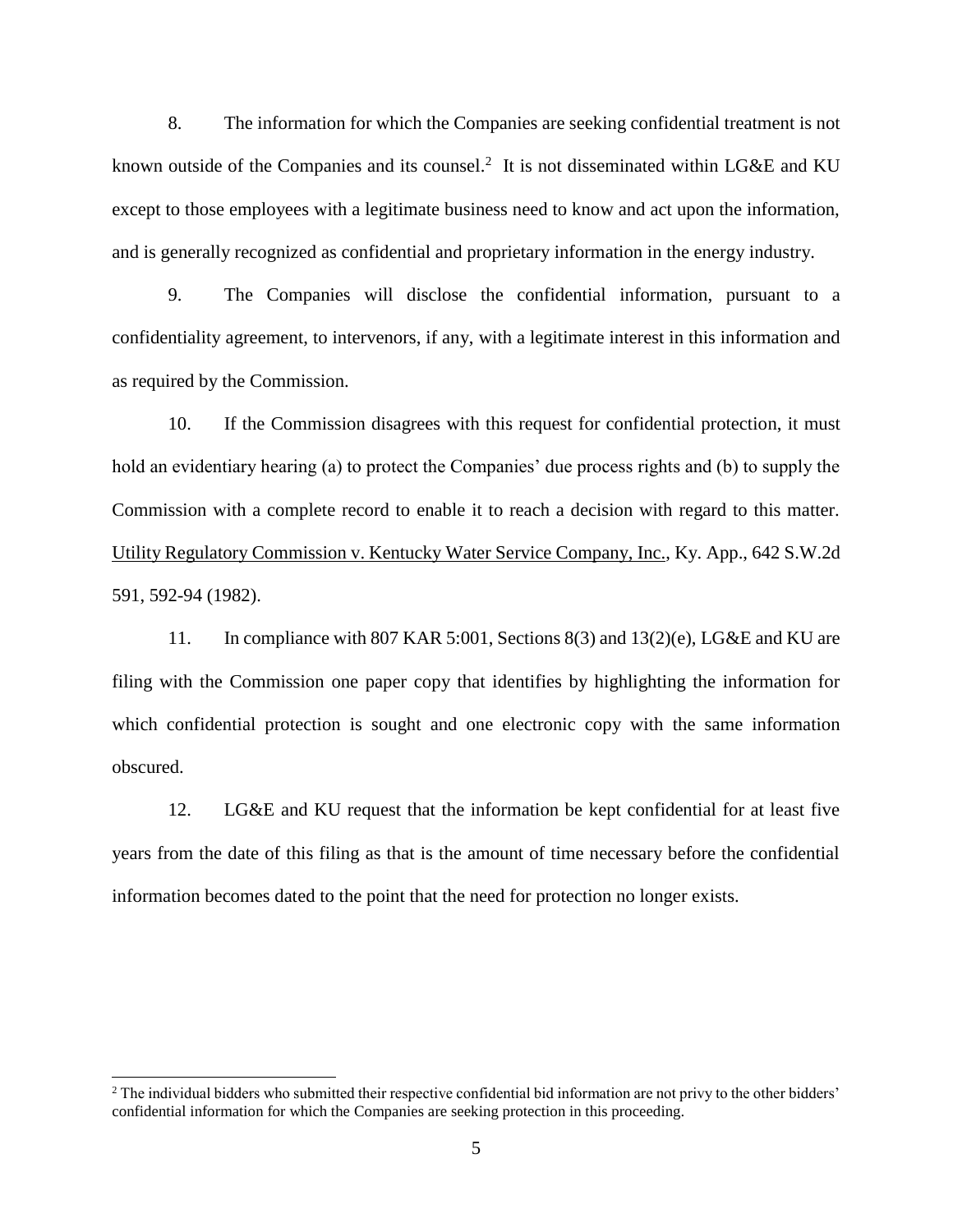8. The information for which the Companies are seeking confidential treatment is not known outside of the Companies and its counsel.[2] It is not disseminated within LG&E and KU except to those employees with a legitimate business need to know and act upon the information, and is generally recognized as confidential and proprietary information in the energy industry.

9. The Companies will disclose the confidential information, pursuant to a confidentiality agreement, to intervenors, if any, with a legitimate interest in this information and as required by the Commission.

10. If the Commission disagrees with this request for confidential protection, it must hold an evidentiary hearing (a) to protect the Companies' due process rights and (b) to supply the Commission with a complete record to enable it to reach a decision with regard to this matter. Utility Regulatory Commission v. Kentucky Water Service Company, Inc., Ky. App., 642 S.W.2d 591, 592-94 (1982).

11. In compliance with 807 KAR 5:001, Sections 8(3) and 13(2)(e), LG&E and KU are filing with the Commission one paper copy that identifies by highlighting the information for which confidential protection is sought and one electronic copy with the same information obscured.

12. LG&E and KU request that the information be kept confidential for at least five years from the date of this filing as that is the amount of time necessary before the confidential information becomes dated to the point that the need for protection no longer exists.

[2] The individual bidders who submitted their respective confidential bid information are not privy to the other bidders' confidential information for which the Companies are seeking protection in this proceeding.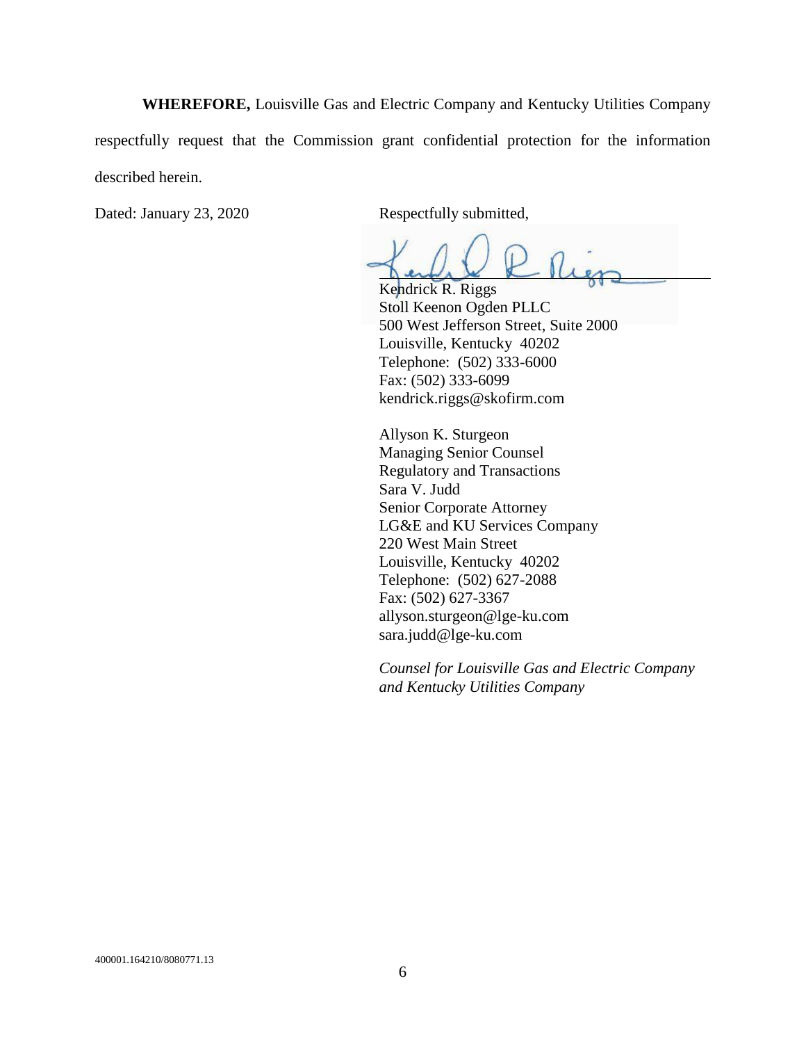**WHEREFORE,** Louisville Gas and Electric Company and Kentucky Utilities Company respectfully request that the Commission grant confidential protection for the information described herein.

Dated: January 23, 2020

Respectfully submitted,

Kendrick R. Riggs
Stoll Keenon Ogden PLLC
500 West Jefferson Street, Suite 2000
Louisville, Kentucky 40202
Telephone: (502) 333-6000
Fax: (502) 333-6099
kendrick.riggs@skofirm.com

Allyson K. Sturgeon
Managing Senior Counsel
Regulatory and Transactions
Sara V. Judd
Senior Corporate Attorney
LG&E and KU Services Company
220 West Main Street
Louisville, Kentucky 40202
Telephone: (502) 627-2088
Fax: (502) 627-3367
allyson.sturgeon@lge-ku.com
sara.judd@lge-ku.com

*Counsel for Louisville Gas and Electric Company and Kentucky Utilities Company*

400001.164210/8080771.13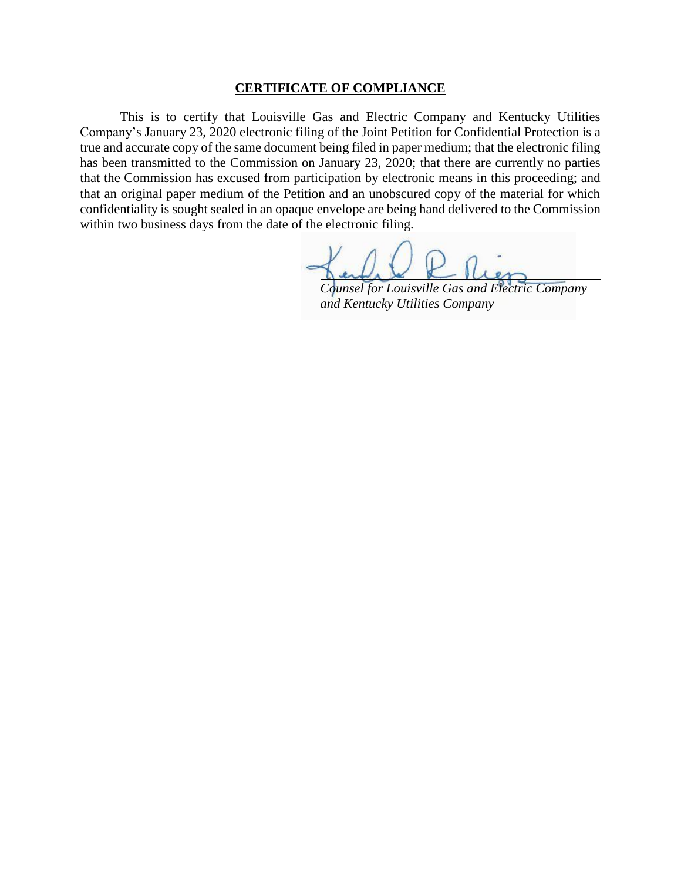## **CERTIFICATE OF COMPLIANCE**

This is to certify that Louisville Gas and Electric Company and Kentucky Utilities Company's January 23, 2020 electronic filing of the Joint Petition for Confidential Protection is a true and accurate copy of the same document being filed in paper medium; that the electronic filing has been transmitted to the Commission on January 23, 2020; that there are currently no parties that the Commission has excused from participation by electronic means in this proceeding; and that an original paper medium of the Petition and an unobscured copy of the material for which confidentiality is sought sealed in an opaque envelope are being hand delivered to the Commission within two business days from the date of the electronic filing.

*Counsel for Louisville Gas and Electric Company and Kentucky Utilities Company*